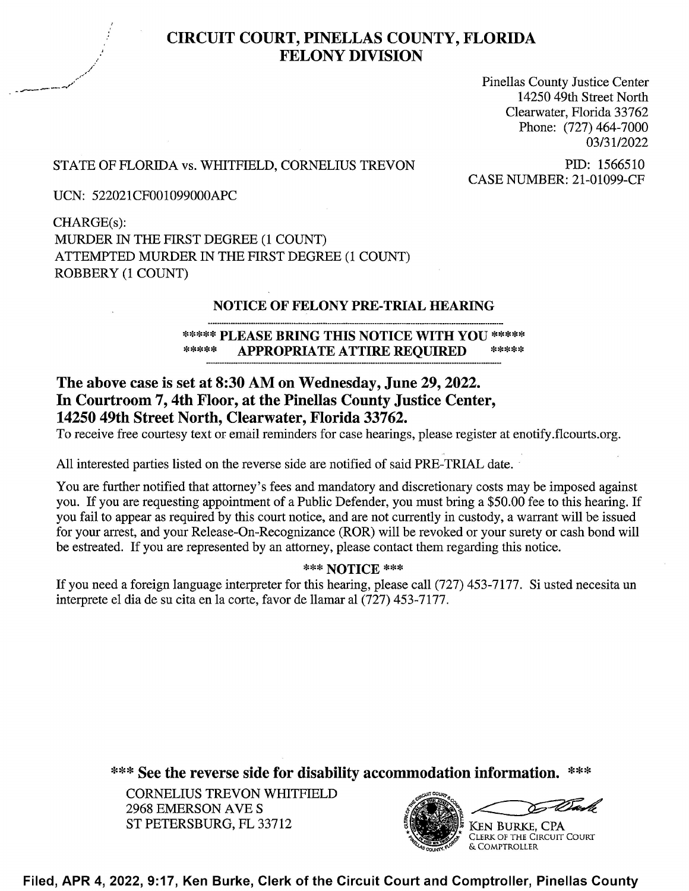# CIRCUIT COURT, PINELLAS COUNTY, FLORIDA
## FELONY DIVISION

Pinellas County Justice Center
14250 49th Street North
Clearwater, Florida 33762
Phone: (727) 464-7000
03/31/2022

STATE OF FLORIDA vs. WHITFIELD, CORNELIUS TREVON

PID: 1566510
CASE NUMBER: 21-01099-CF

UCN: 522021CF001099000APC

CHARGE(s):
MURDER IN THE FIRST DEGREE (1 COUNT)
ATTEMPTED MURDER IN THE FIRST DEGREE (1 COUNT)
ROBBERY (1 COUNT)

### NOTICE OF FELONY PRE-TRIAL HEARING

**\*\*\*\*\* PLEASE BRING THIS NOTICE WITH YOU \*\*\*\*\***
**\*\*\*\*\* APPROPRIATE ATTIRE REQUIRED \*\*\*\*\***

**The above case is set at 8:30 AM on Wednesday, June 29, 2022.**
**In Courtroom 7, 4th Floor, at the Pinellas County Justice Center, 14250 49th Street North, Clearwater, Florida 33762.**

To receive free courtesy text or email reminders for case hearings, please register at enotify.flcourts.org.

All interested parties listed on the reverse side are notified of said PRE-TRIAL date.

You are further notified that attorney's fees and mandatory and discretionary costs may be imposed against you. If you are requesting appointment of a Public Defender, you must bring a $50.00 fee to this hearing. If you fail to appear as required by this court notice, and are not currently in custody, a warrant will be issued for your arrest, and your Release-On-Recognizance (ROR) will be revoked or your surety or cash bond will be estreated. If you are represented by an attorney, please contact them regarding this notice.

**\*\*\* NOTICE \*\*\***

If you need a foreign language interpreter for this hearing, please call (727) 453-7177. Si usted necesita un interprete el dia de su cita en la corte, favor de llamar al (727) 453-7177.

**\*\*\* See the reverse side for disability accommodation information. \*\*\***

CORNELIUS TREVON WHITFIELD
2968 EMERSON AVE S
ST PETERSBURG, FL 33712

KEN BURKE, CPA
CLERK OF THE CIRCUIT COURT & COMPTROLLER

Filed, APR 4, 2022, 9:17, Ken Burke, Clerk of the Circuit Court and Comptroller, Pinellas County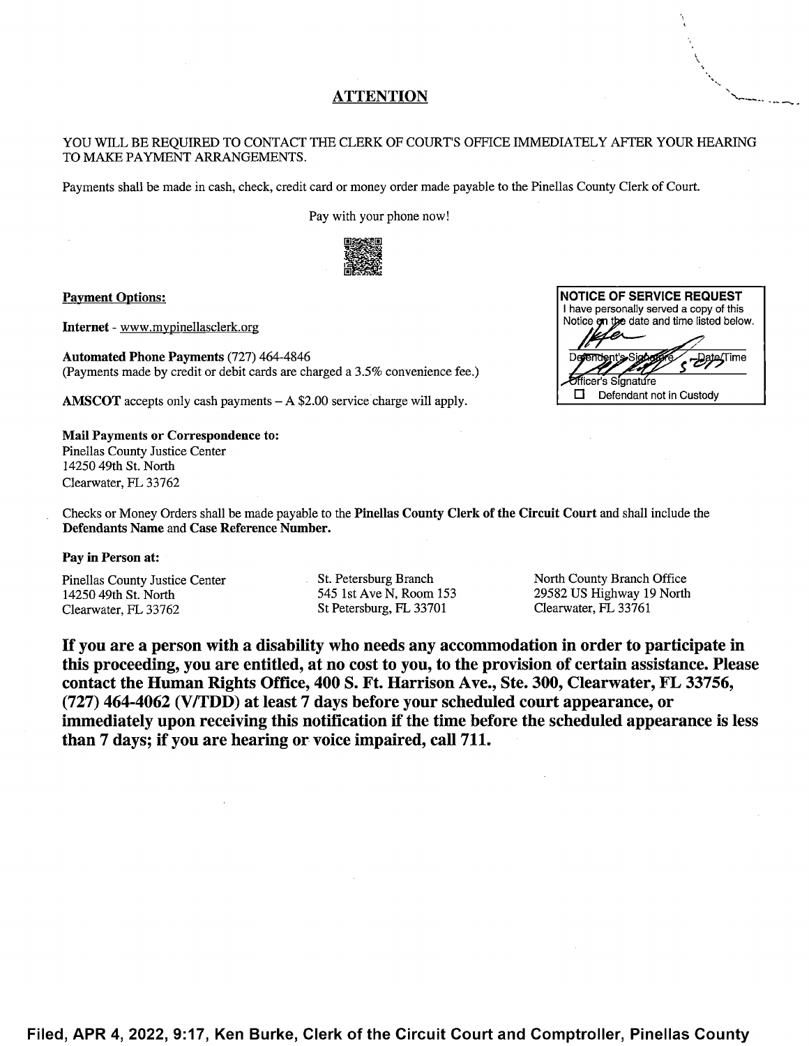## ATTENTION

YOU WILL BE REQUIRED TO CONTACT THE CLERK OF COURT'S OFFICE IMMEDIATELY AFTER YOUR HEARING TO MAKE PAYMENT ARRANGEMENTS.

Payments shall be made in cash, check, credit card or money order made payable to the Pinellas County Clerk of Court.

Pay with your phone now!

**NOTICE OF SERVICE REQUEST**
I have personally served a copy of this Notice on the date and time listed below.

Defendant's Signature Date/Time

Officer's Signature

☐ Defendant not in Custody

**Payment Options:**

**Internet** - www.mypinellasclerk.org

**Automated Phone Payments** (727) 464-4846
(Payments made by credit or debit cards are charged a 3.5% convenience fee.)

**AMSCOT** accepts only cash payments – A $2.00 service charge will apply.

**Mail Payments or Correspondence to:**
Pinellas County Justice Center
14250 49th St. North
Clearwater, FL 33762

Checks or Money Orders shall be made payable to the **Pinellas County Clerk of the Circuit Court** and shall include the **Defendants Name** and **Case Reference Number.**

**Pay in Person at:**

Pinellas County Justice Center
14250 49th St. North
Clearwater, FL 33762

St. Petersburg Branch
545 1st Ave N, Room 153
St Petersburg, FL 33701

North County Branch Office
29582 US Highway 19 North
Clearwater, FL 33761

**If you are a person with a disability who needs any accommodation in order to participate in this proceeding, you are entitled, at no cost to you, to the provision of certain assistance. Please contact the Human Rights Office, 400 S. Ft. Harrison Ave., Ste. 300, Clearwater, FL 33756, (727) 464-4062 (V/TDD) at least 7 days before your scheduled court appearance, or immediately upon receiving this notification if the time before the scheduled appearance is less than 7 days; if you are hearing or voice impaired, call 711.**

Filed, APR 4, 2022, 9:17, Ken Burke, Clerk of the Circuit Court and Comptroller, Pinellas County